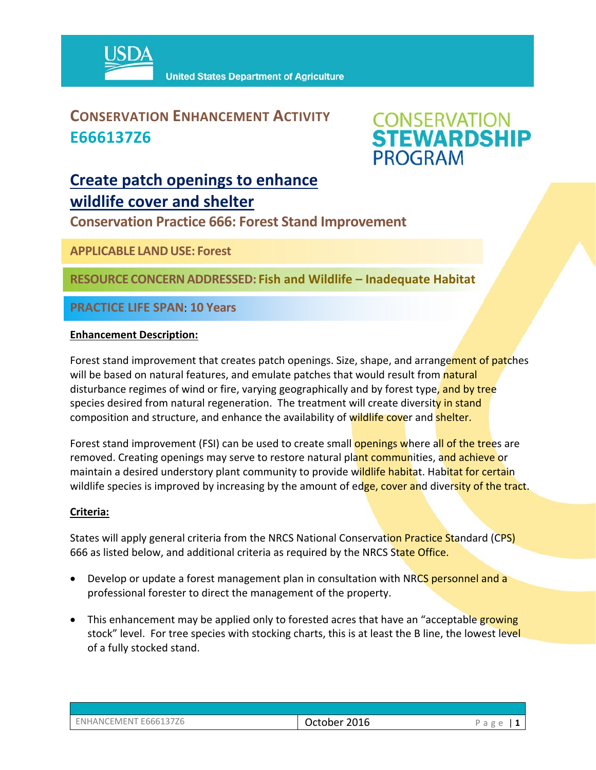# CONSERVATION ENHANCEMENT ACTIVITY E666137Z6

**CONSERVATION STEWARDSHIP PROGRAM**

## Create patch openings to enhance wildlife cover and shelter

### Conservation Practice 666: Forest Stand Improvement

**APPLICABLE LAND USE: Forest**

**RESOURCE CONCERN ADDRESSED: Fish and Wildlife – Inadequate Habitat**

**PRACTICE LIFE SPAN: 10 Years**

**Enhancement Description:**

Forest stand improvement that creates patch openings. Size, shape, and arrangement of patches will be based on natural features, and emulate patches that would result from natural disturbance regimes of wind or fire, varying geographically and by forest type, and by tree species desired from natural regeneration. The treatment will create diversity in stand composition and structure, and enhance the availability of wildlife cover and shelter.

Forest stand improvement (FSI) can be used to create small openings where all of the trees are removed. Creating openings may serve to restore natural plant communities, and achieve or maintain a desired understory plant community to provide wildlife habitat. Habitat for certain wildlife species is improved by increasing by the amount of edge, cover and diversity of the tract.

**Criteria:**

States will apply general criteria from the NRCS National Conservation Practice Standard (CPS) 666 as listed below, and additional criteria as required by the NRCS State Office.

- Develop or update a forest management plan in consultation with NRCS personnel and a professional forester to direct the management of the property.
- This enhancement may be applied only to forested acres that have an "acceptable growing stock" level. For tree species with stocking charts, this is at least the B line, the lowest level of a fully stocked stand.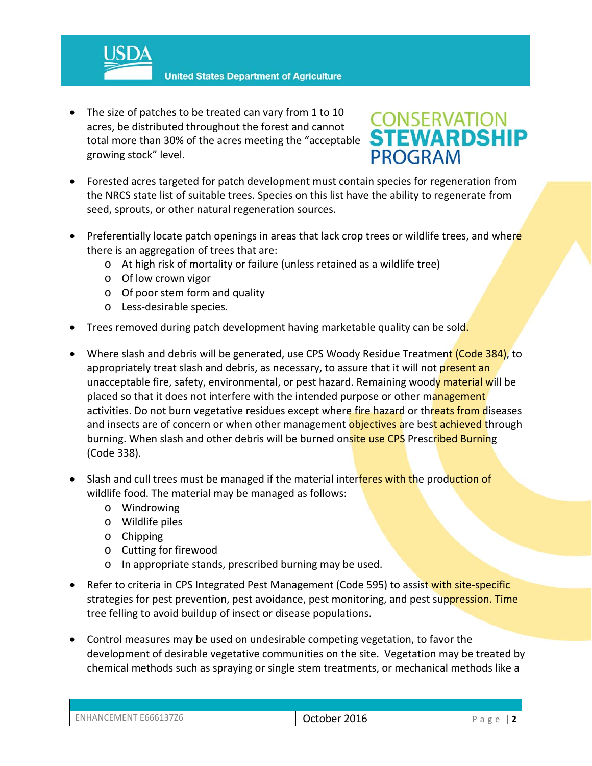- The size of patches to be treated can vary from 1 to 10 acres, be distributed throughout the forest and cannot total more than 30% of the acres meeting the "acceptable growing stock" level.

- Forested acres targeted for patch development must contain species for regeneration from the NRCS state list of suitable trees. Species on this list have the ability to regenerate from seed, sprouts, or other natural regeneration sources.

- Preferentially locate patch openings in areas that lack crop trees or wildlife trees, and where there is an aggregation of trees that are:
  - At high risk of mortality or failure (unless retained as a wildlife tree)
  - Of low crown vigor
  - Of poor stem form and quality
  - Less-desirable species.

- Trees removed during patch development having marketable quality can be sold.

- Where slash and debris will be generated, use CPS Woody Residue Treatment (Code 384), to appropriately treat slash and debris, as necessary, to assure that it will not present an unacceptable fire, safety, environmental, or pest hazard. Remaining woody material will be placed so that it does not interfere with the intended purpose or other management activities. Do not burn vegetative residues except where fire hazard or threats from diseases and insects are of concern or when other management objectives are best achieved through burning. When slash and other debris will be burned onsite use CPS Prescribed Burning (Code 338).

- Slash and cull trees must be managed if the material interferes with the production of wildlife food. The material may be managed as follows:
  - Windrowing
  - Wildlife piles
  - Chipping
  - Cutting for firewood
  - In appropriate stands, prescribed burning may be used.

- Refer to criteria in CPS Integrated Pest Management (Code 595) to assist with site-specific strategies for pest prevention, pest avoidance, pest monitoring, and pest suppression. Time tree felling to avoid buildup of insect or disease populations.

- Control measures may be used on undesirable competing vegetation, to favor the development of desirable vegetative communities on the site. Vegetation may be treated by chemical methods such as spraying or single stem treatments, or mechanical methods like a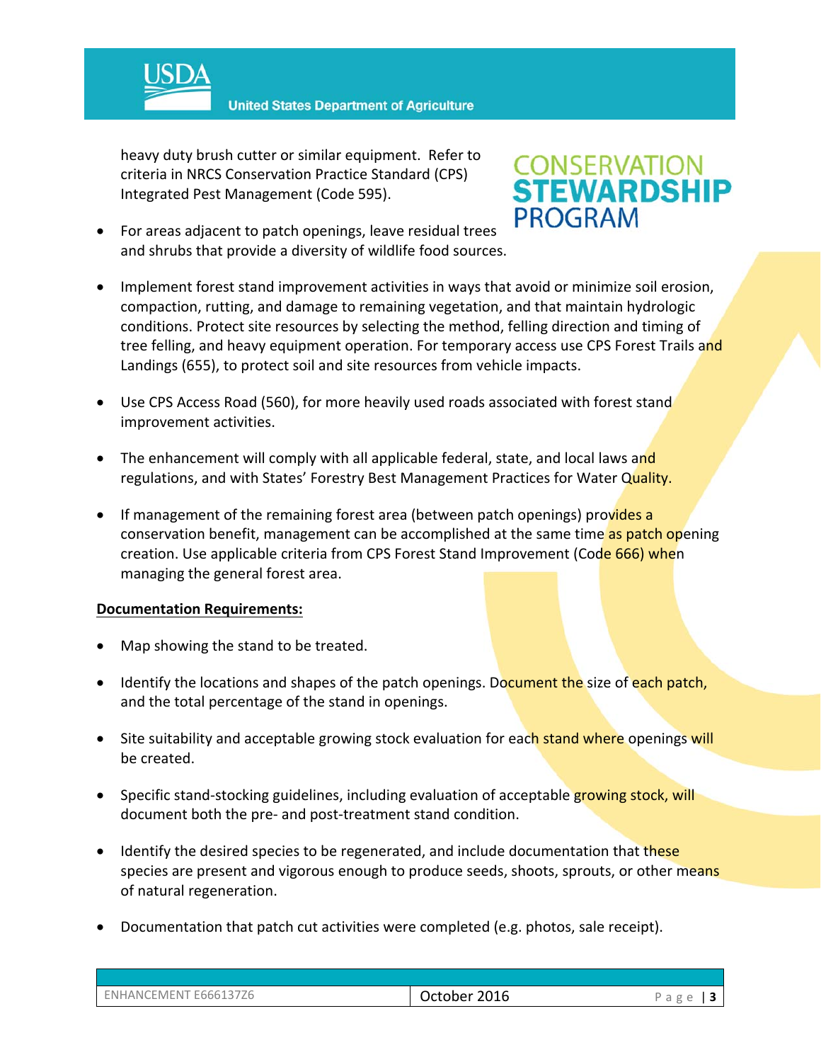heavy duty brush cutter or similar equipment. Refer to criteria in NRCS Conservation Practice Standard (CPS) Integrated Pest Management (Code 595).

- For areas adjacent to patch openings, leave residual trees and shrubs that provide a diversity of wildlife food sources.

- Implement forest stand improvement activities in ways that avoid or minimize soil erosion, compaction, rutting, and damage to remaining vegetation, and that maintain hydrologic conditions. Protect site resources by selecting the method, felling direction and timing of tree felling, and heavy equipment operation. For temporary access use CPS Forest Trails and Landings (655), to protect soil and site resources from vehicle impacts.

- Use CPS Access Road (560), for more heavily used roads associated with forest stand improvement activities.

- The enhancement will comply with all applicable federal, state, and local laws and regulations, and with States' Forestry Best Management Practices for Water Quality.

- If management of the remaining forest area (between patch openings) provides a conservation benefit, management can be accomplished at the same time as patch opening creation. Use applicable criteria from CPS Forest Stand Improvement (Code 666) when managing the general forest area.

**Documentation Requirements:**

- Map showing the stand to be treated.

- Identify the locations and shapes of the patch openings. Document the size of each patch, and the total percentage of the stand in openings.

- Site suitability and acceptable growing stock evaluation for each stand where openings will be created.

- Specific stand-stocking guidelines, including evaluation of acceptable growing stock, will document both the pre- and post-treatment stand condition.

- Identify the desired species to be regenerated, and include documentation that these species are present and vigorous enough to produce seeds, shoots, sprouts, or other means of natural regeneration.

- Documentation that patch cut activities were completed (e.g. photos, sale receipt).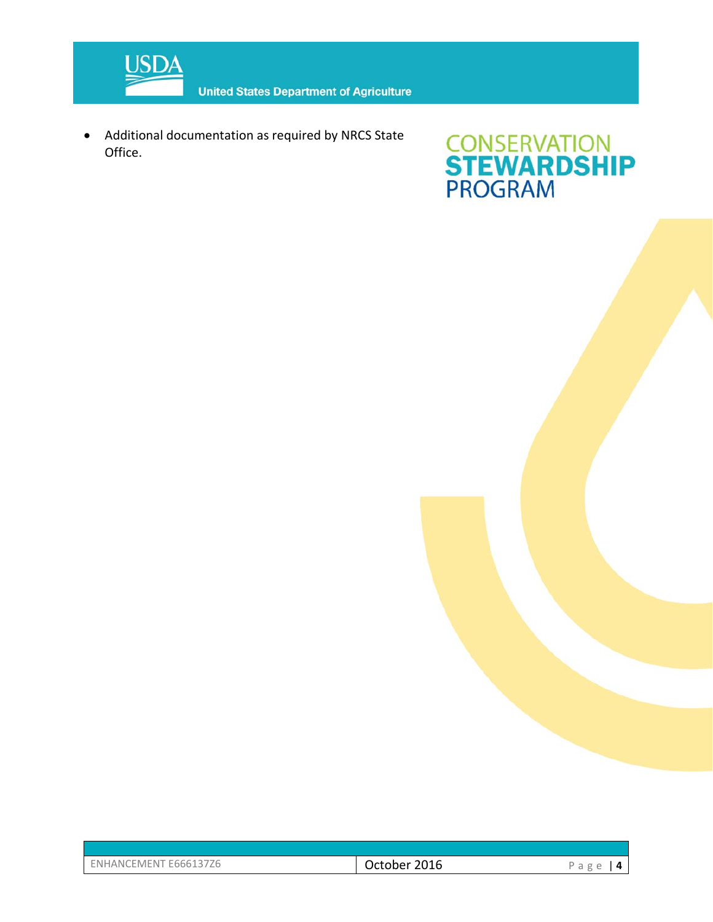- Additional documentation as required by NRCS State Office.